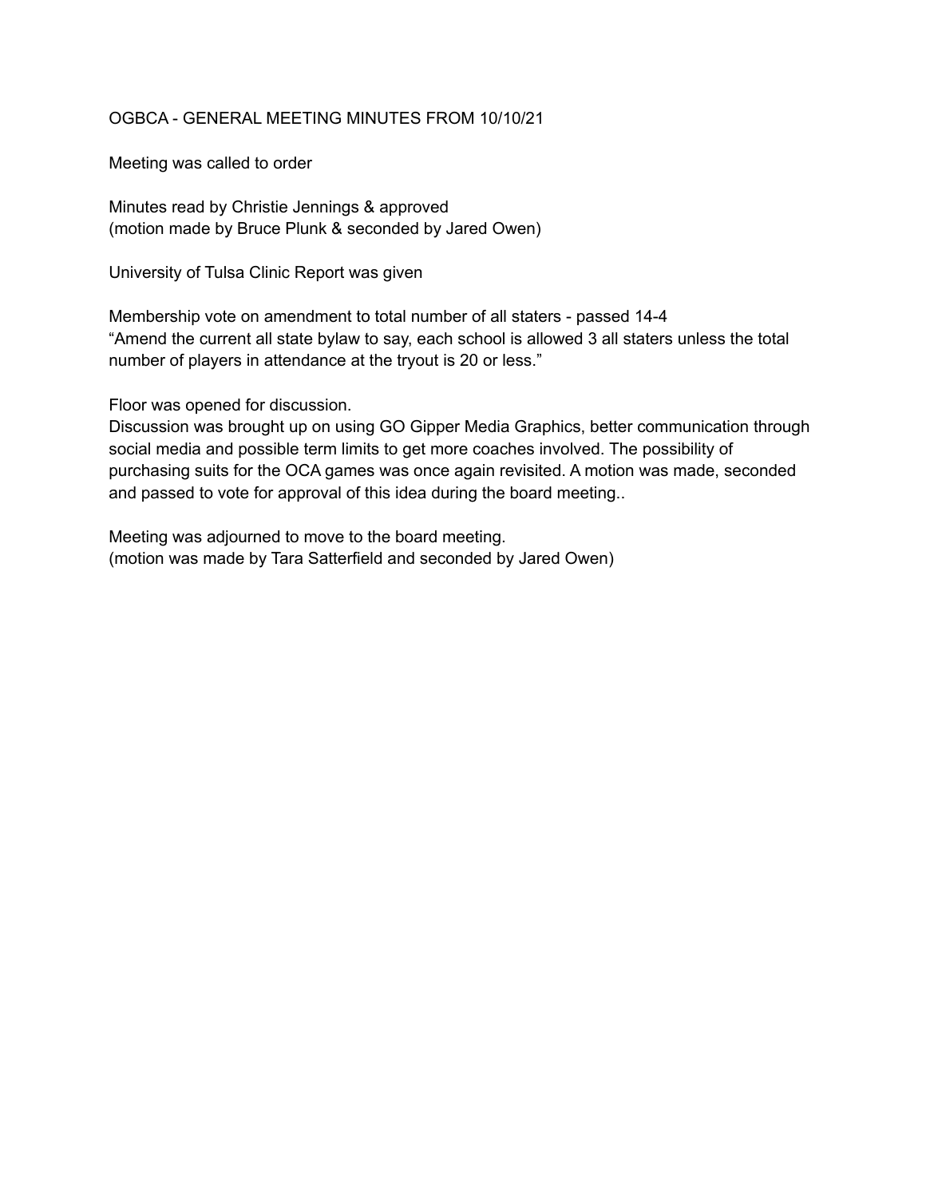# OGBCA - GENERAL MEETING MINUTES FROM 10/10/21

Meeting was called to order

Minutes read by Christie Jennings & approved
(motion made by Bruce Plunk & seconded by Jared Owen)

University of Tulsa Clinic Report was given

Membership vote on amendment to total number of all staters - passed 14-4
"Amend the current all state bylaw to say, each school is allowed 3 all staters unless the total number of players in attendance at the tryout is 20 or less."

Floor was opened for discussion.
Discussion was brought up on using GO Gipper Media Graphics, better communication through social media and possible term limits to get more coaches involved. The possibility of purchasing suits for the OCA games was once again revisited. A motion was made, seconded and passed to vote for approval of this idea during the board meeting..

Meeting was adjourned to move to the board meeting.
(motion was made by Tara Satterfield and seconded by Jared Owen)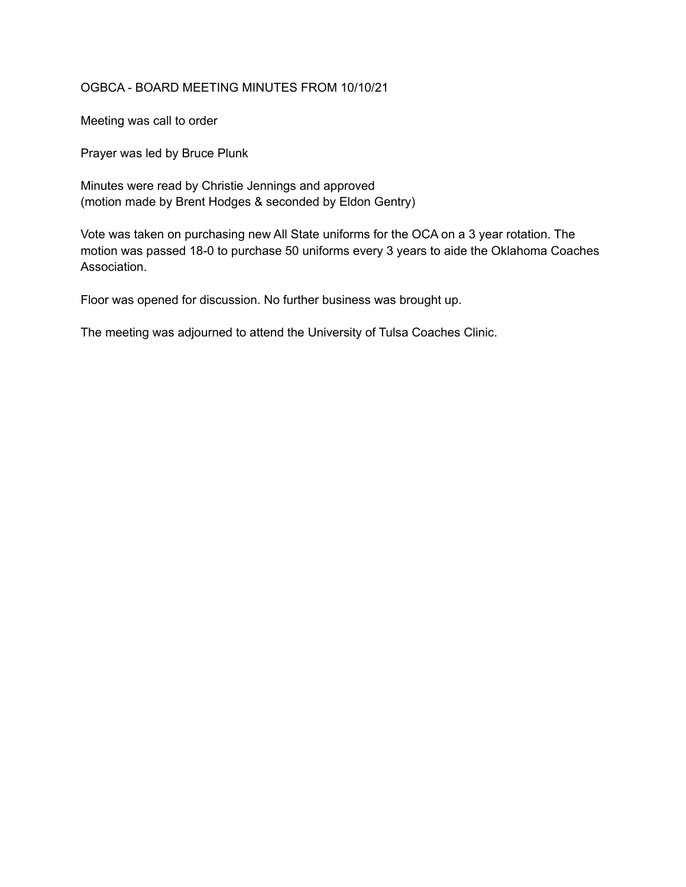OGBCA - BOARD MEETING MINUTES FROM 10/10/21

Meeting was call to order

Prayer was led by Bruce Plunk

Minutes were read by Christie Jennings and approved
(motion made by Brent Hodges & seconded by Eldon Gentry)

Vote was taken on purchasing new All State uniforms for the OCA on a 3 year rotation. The motion was passed 18-0 to purchase 50 uniforms every 3 years to aide the Oklahoma Coaches Association.

Floor was opened for discussion. No further business was brought up.

The meeting was adjourned to attend the University of Tulsa Coaches Clinic.